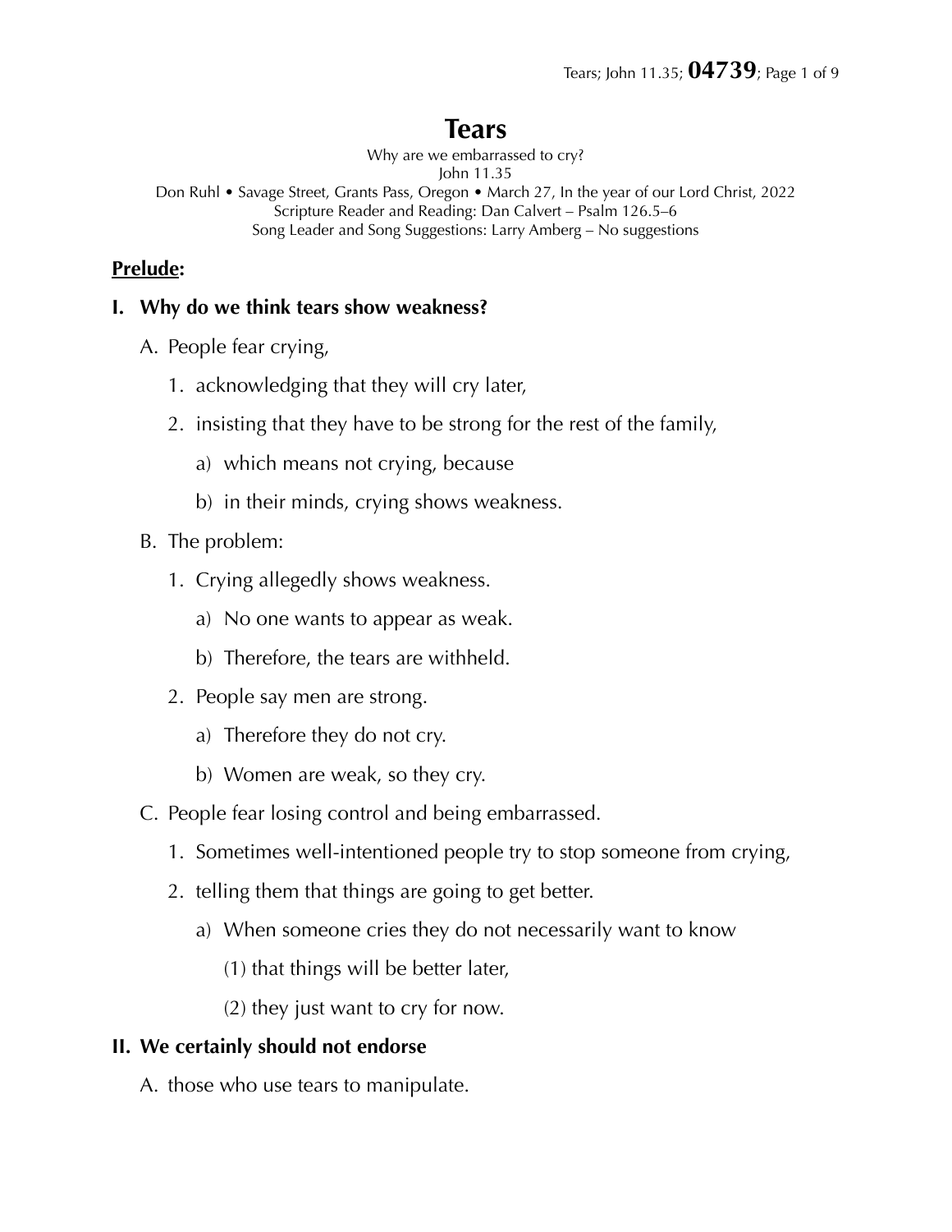# Tears

Why are we embarrassed to cry?
John 11.35
Don Ruhl • Savage Street, Grants Pass, Oregon • March 27, In the year of our Lord Christ, 2022
Scripture Reader and Reading: Dan Calvert – Psalm 126.5–6
Song Leader and Song Suggestions: Larry Amberg – No suggestions

**Prelude:**

**I. Why do we think tears show weakness?**

A. People fear crying,

1. acknowledging that they will cry later,
2. insisting that they have to be strong for the rest of the family,
   a) which means not crying, because
   b) in their minds, crying shows weakness.

B. The problem:

1. Crying allegedly shows weakness.
   a) No one wants to appear as weak.
   b) Therefore, the tears are withheld.
2. People say men are strong.
   a) Therefore they do not cry.
   b) Women are weak, so they cry.

C. People fear losing control and being embarrassed.

1. Sometimes well-intentioned people try to stop someone from crying,
2. telling them that things are going to get better.
   a) When someone cries they do not necessarily want to know
      (1) that things will be better later,
      (2) they just want to cry for now.

**II. We certainly should not endorse**

A. those who use tears to manipulate.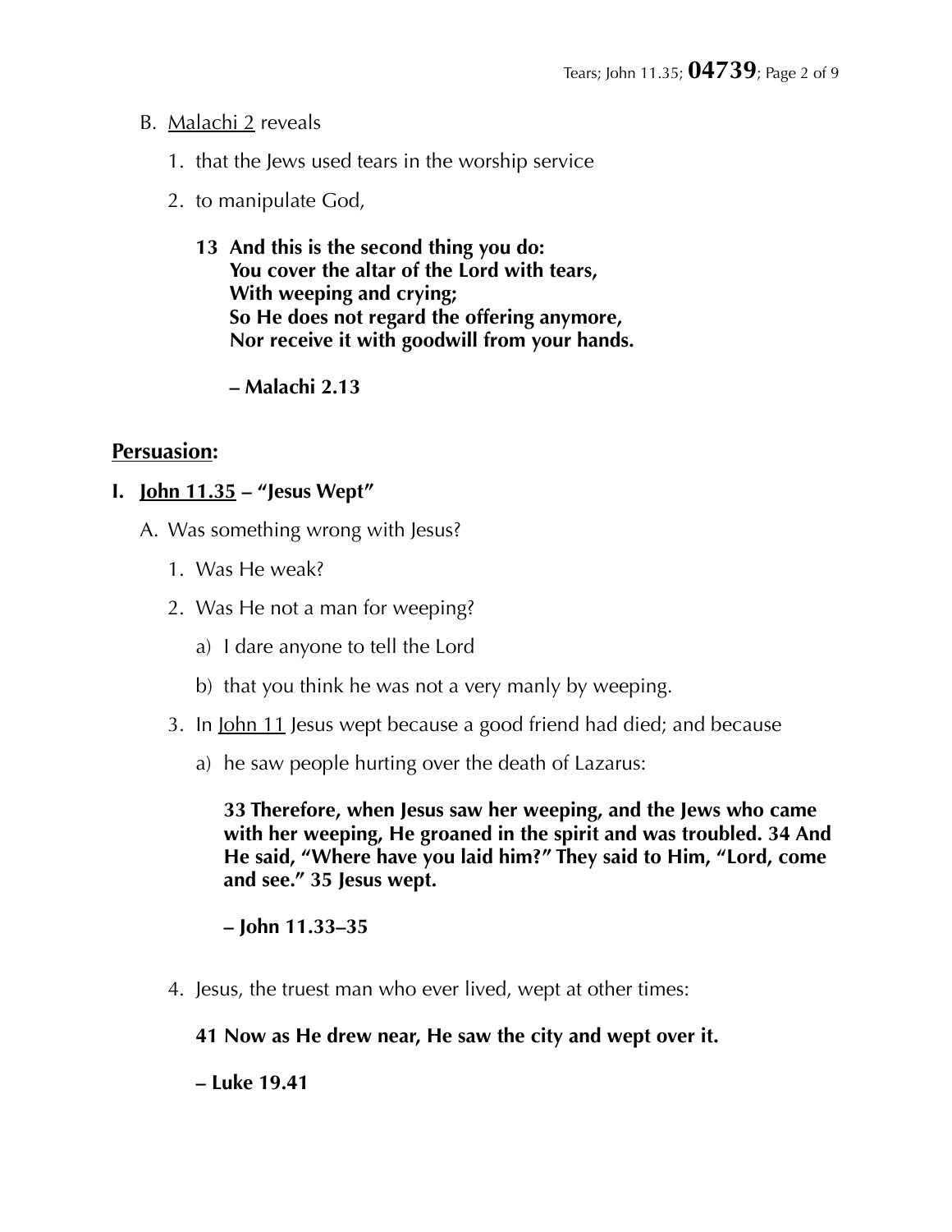B. Malachi 2 reveals

   1. that the Jews used tears in the worship service

   2. to manipulate God,

      **13 And this is the second thing you do:**
      **You cover the altar of the Lord with tears,**
      **With weeping and crying;**
      **So He does not regard the offering anymore,**
      **Nor receive it with goodwill from your hands.**

      **– Malachi 2.13**

## Persuasion:

### I. John 11.35 – "Jesus Wept"

A. Was something wrong with Jesus?

   1. Was He weak?

   2. Was He not a man for weeping?

      a) I dare anyone to tell the Lord

      b) that you think he was not a very manly by weeping.

   3. In John 11 Jesus wept because a good friend had died; and because

      a) he saw people hurting over the death of Lazarus:

         **33 Therefore, when Jesus saw her weeping, and the Jews who came with her weeping, He groaned in the spirit and was troubled. 34 And He said, "Where have you laid him?" They said to Him, "Lord, come and see." 35 Jesus wept.**

         **– John 11.33–35**

   4. Jesus, the truest man who ever lived, wept at other times:

      **41 Now as He drew near, He saw the city and wept over it.**

      **– Luke 19.41**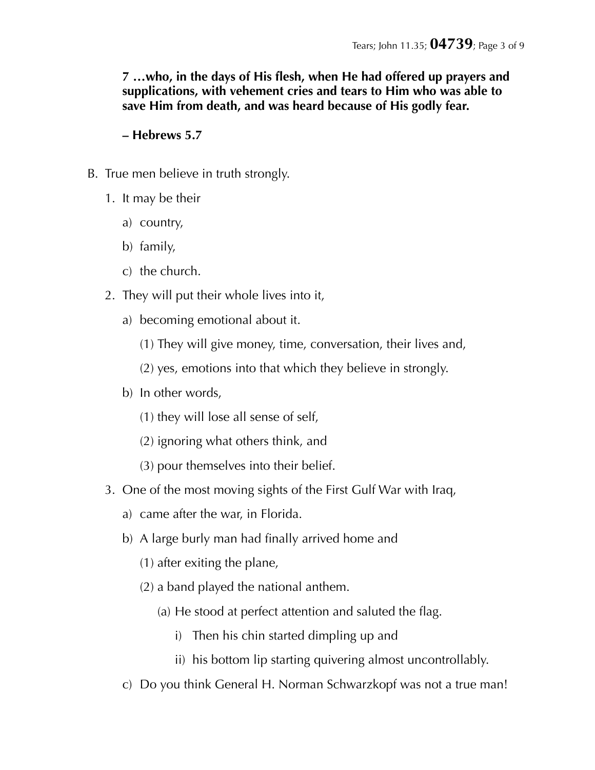**7 …who, in the days of His flesh, when He had offered up prayers and supplications, with vehement cries and tears to Him who was able to save Him from death, and was heard because of His godly fear.**

**– Hebrews 5.7**

B. True men believe in truth strongly.

1. It may be their
    a) country,
    b) family,
    c) the church.
2. They will put their whole lives into it,
    a) becoming emotional about it.
        (1) They will give money, time, conversation, their lives and,
        (2) yes, emotions into that which they believe in strongly.
    b) In other words,
        (1) they will lose all sense of self,
        (2) ignoring what others think, and
        (3) pour themselves into their belief.
3. One of the most moving sights of the First Gulf War with Iraq,
    a) came after the war, in Florida.
    b) A large burly man had finally arrived home and
        (1) after exiting the plane,
        (2) a band played the national anthem.
            (a) He stood at perfect attention and saluted the flag.
                i) Then his chin started dimpling up and
                ii) his bottom lip starting quivering almost uncontrollably.
    c) Do you think General H. Norman Schwarzkopf was not a true man!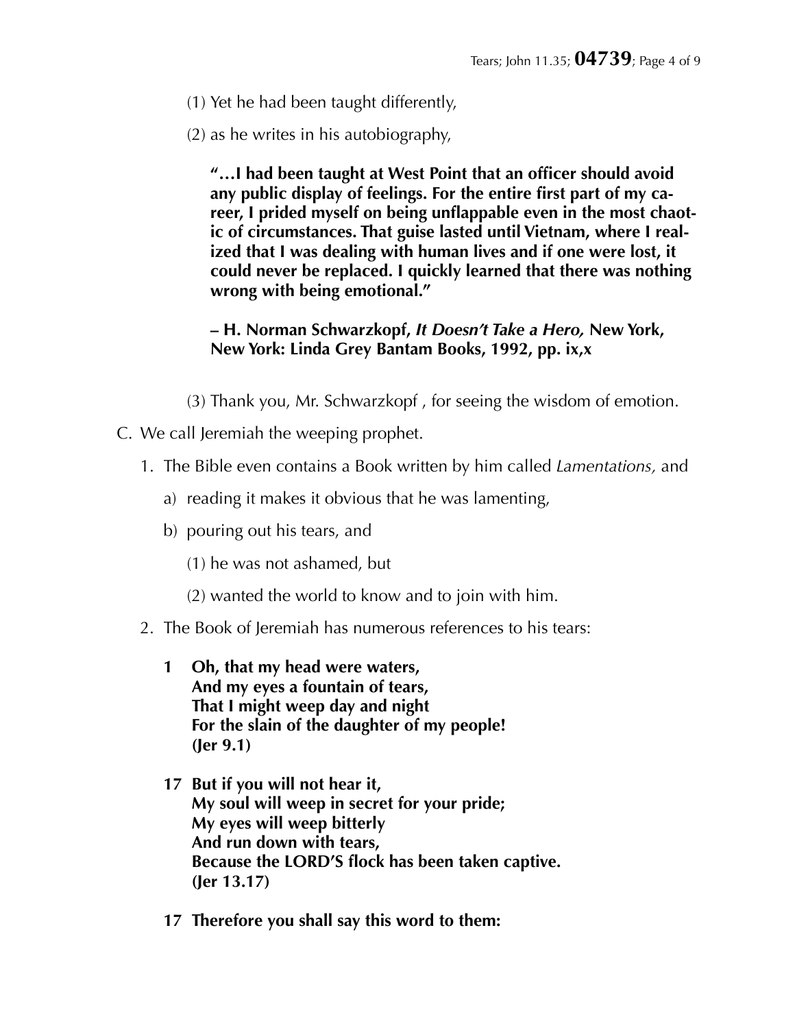(1) Yet he had been taught differently,

(2) as he writes in his autobiography,

> **"…I had been taught at West Point that an officer should avoid any public display of feelings. For the entire first part of my career, I prided myself on being unflappable even in the most chaotic of circumstances. That guise lasted until Vietnam, where I realized that I was dealing with human lives and if one were lost, it could never be replaced. I quickly learned that there was nothing wrong with being emotional."**
>
> **– H. Norman Schwarzkopf, *It Doesn't Take a Hero,* New York, New York: Linda Grey Bantam Books, 1992, pp. ix,x**

(3) Thank you, Mr. Schwarzkopf , for seeing the wisdom of emotion.

C. We call Jeremiah the weeping prophet.

1. The Bible even contains a Book written by him called *Lamentations,* and
   - a) reading it makes it obvious that he was lamenting,
   - b) pouring out his tears, and
     - (1) he was not ashamed, but
     - (2) wanted the world to know and to join with him.
2. The Book of Jeremiah has numerous references to his tears:

**1 Oh, that my head were waters,**
**And my eyes a fountain of tears,**
**That I might weep day and night**
**For the slain of the daughter of my people!**
**(Jer 9.1)**

**17 But if you will not hear it,**
**My soul will weep in secret for your pride;**
**My eyes will weep bitterly**
**And run down with tears,**
**Because the LORD'S flock has been taken captive.**
**(Jer 13.17)**

**17 Therefore you shall say this word to them:**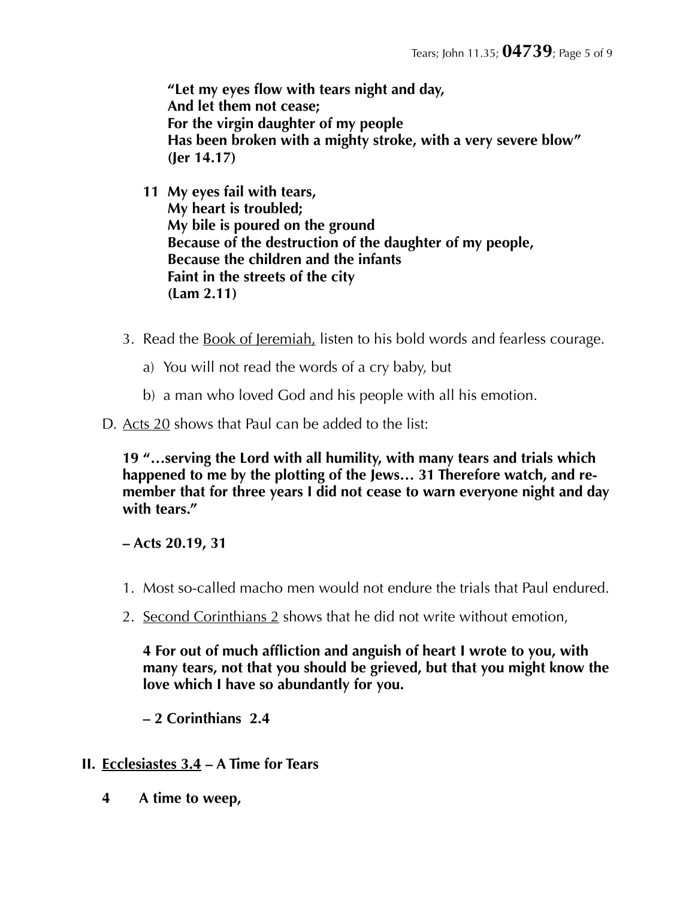**"Let my eyes flow with tears night and day,**
**And let them not cease;**
**For the virgin daughter of my people**
**Has been broken with a mighty stroke, with a very severe blow"**
**(Jer 14.17)**

**11 My eyes fail with tears,**
**My heart is troubled;**
**My bile is poured on the ground**
**Because of the destruction of the daughter of my people,**
**Because the children and the infants**
**Faint in the streets of the city**
**(Lam 2.11)**

3. Read the <u>Book of Jeremiah,</u> listen to his bold words and fearless courage.
   a) You will not read the words of a cry baby, but
   b) a man who loved God and his people with all his emotion.

D. <u>Acts 20</u> shows that Paul can be added to the list:

**19 "…serving the Lord with all humility, with many tears and trials which happened to me by the plotting of the Jews… 31 Therefore watch, and remember that for three years I did not cease to warn everyone night and day with tears."**

**– Acts 20.19, 31**

1. Most so-called macho men would not endure the trials that Paul endured.
2. <u>Second Corinthians 2</u> shows that he did not write without emotion,

   **4 For out of much affliction and anguish of heart I wrote to you, with many tears, not that you should be grieved, but that you might know the love which I have so abundantly for you.**

   **– 2 Corinthians 2.4**

## II. <u>Ecclesiastes 3.4</u> – A Time for Tears

**4 A time to weep,**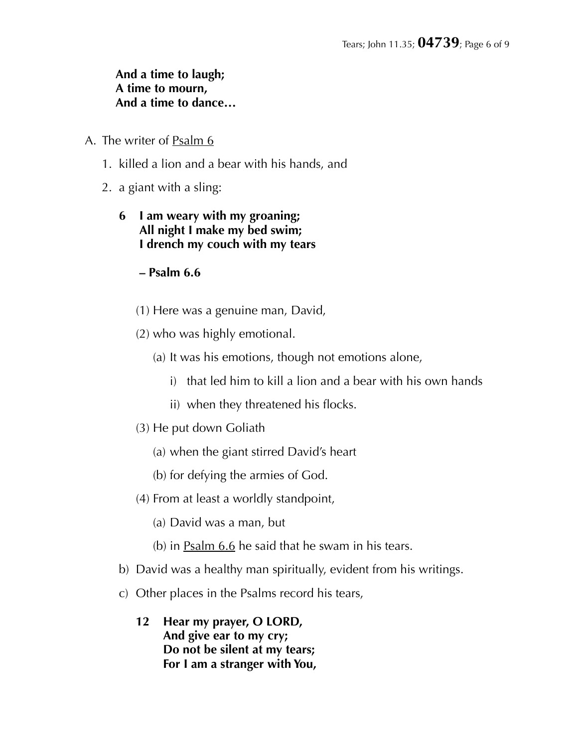**And a time to laugh;**
**A time to mourn,**
**And a time to dance…**

A. The writer of Psalm 6

1. killed a lion and a bear with his hands, and
2. a giant with a sling:

**6 I am weary with my groaning;**
**All night I make my bed swim;**
**I drench my couch with my tears**

**– Psalm 6.6**

(1) Here was a genuine man, David,

(2) who was highly emotional.

(a) It was his emotions, though not emotions alone,

i) that led him to kill a lion and a bear with his own hands

ii) when they threatened his flocks.

(3) He put down Goliath

(a) when the giant stirred David's heart

(b) for defying the armies of God.

(4) From at least a worldly standpoint,

(a) David was a man, but

(b) in Psalm 6.6 he said that he swam in his tears.

b) David was a healthy man spiritually, evident from his writings.

c) Other places in the Psalms record his tears,

**12 Hear my prayer, O LORD,**
**And give ear to my cry;**
**Do not be silent at my tears;**
**For I am a stranger with You,**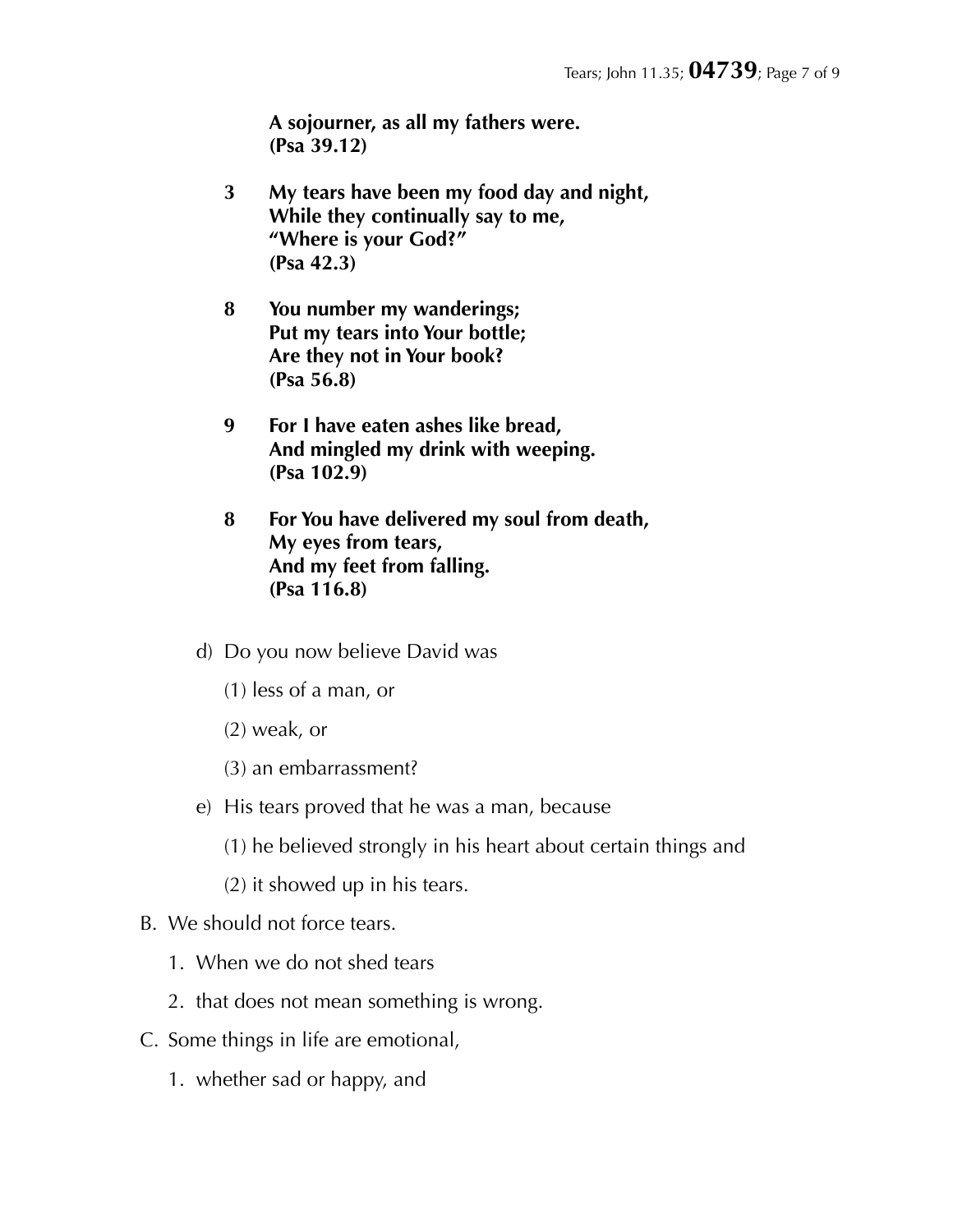**A sojourner, as all my fathers were.**
**(Psa 39.12)**

**3 My tears have been my food day and night,**
**While they continually say to me,**
**"Where is your God?"**
**(Psa 42.3)**

**8 You number my wanderings;**
**Put my tears into Your bottle;**
**Are they not in Your book?**
**(Psa 56.8)**

**9 For I have eaten ashes like bread,**
**And mingled my drink with weeping.**
**(Psa 102.9)**

**8 For You have delivered my soul from death,**
**My eyes from tears,**
**And my feet from falling.**
**(Psa 116.8)**

d) Do you now believe David was

(1) less of a man, or

(2) weak, or

(3) an embarrassment?

e) His tears proved that he was a man, because

(1) he believed strongly in his heart about certain things and

(2) it showed up in his tears.

B. We should not force tears.

1. When we do not shed tears

2. that does not mean something is wrong.

C. Some things in life are emotional,

1. whether sad or happy, and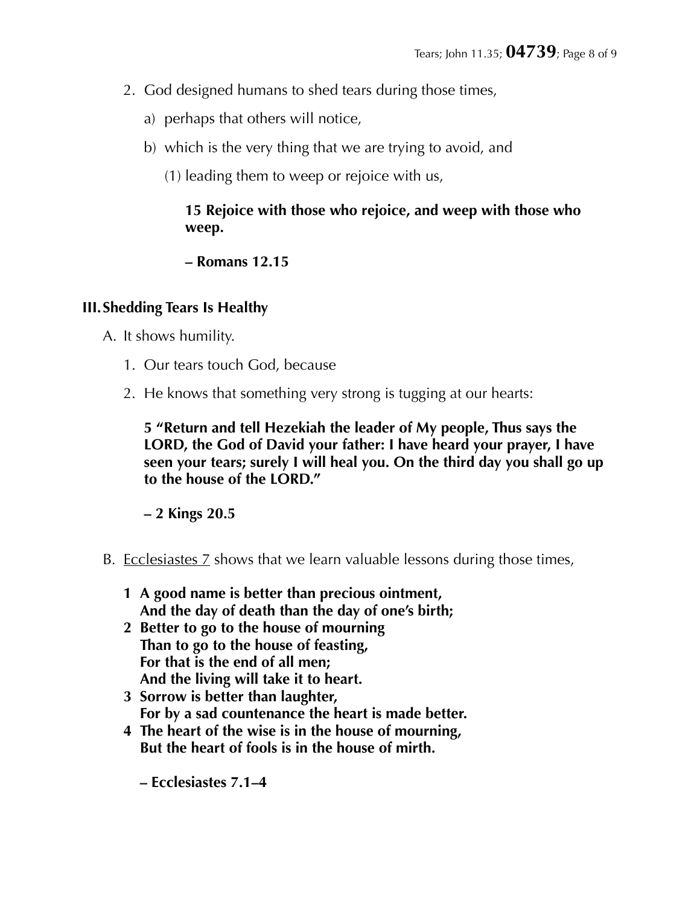2. God designed humans to shed tears during those times,
    a) perhaps that others will notice,
    b) which is the very thing that we are trying to avoid, and
        (1) leading them to weep or rejoice with us,

> **15 Rejoice with those who rejoice, and weep with those who weep.**
>
> **– Romans 12.15**

## III. Shedding Tears Is Healthy

A. It shows humility.

1. Our tears touch God, because
2. He knows that something very strong is tugging at our hearts:

> **5 "Return and tell Hezekiah the leader of My people, Thus says the LORD, the God of David your father: I have heard your prayer, I have seen your tears; surely I will heal you. On the third day you shall go up to the house of the LORD."**
>
> **– 2 Kings 20.5**

B. Ecclesiastes 7 shows that we learn valuable lessons during those times,

> **1 A good name is better than precious ointment,**
> **And the day of death than the day of one's birth;**
> **2 Better to go to the house of mourning**
> **Than to go to the house of feasting,**
> **For that is the end of all men;**
> **And the living will take it to heart.**
> **3 Sorrow is better than laughter,**
> **For by a sad countenance the heart is made better.**
> **4 The heart of the wise is in the house of mourning,**
> **But the heart of fools is in the house of mirth.**
>
> **– Ecclesiastes 7.1–4**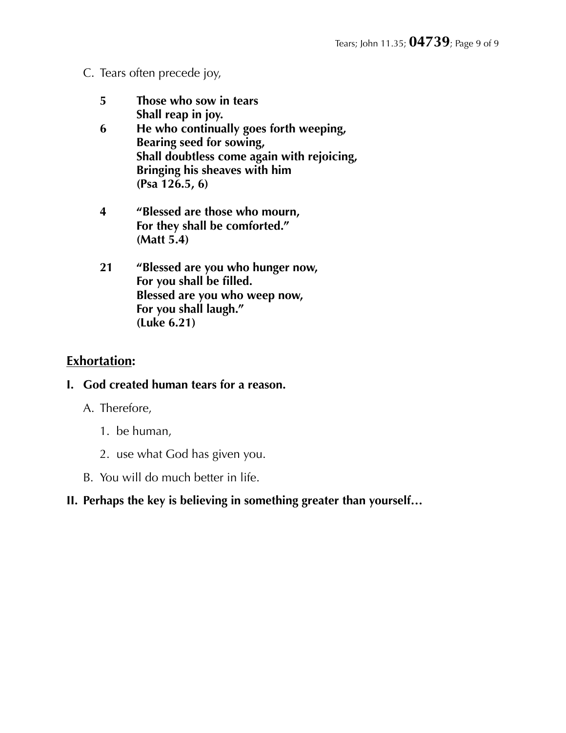C. Tears often precede joy,

**5 Those who sow in tears**
**Shall reap in joy.**
**6 He who continually goes forth weeping,**
**Bearing seed for sowing,**
**Shall doubtless come again with rejoicing,**
**Bringing his sheaves with him**
**(Psa 126.5, 6)**

**4 "Blessed are those who mourn,**
**For they shall be comforted."**
**(Matt 5.4)**

**21 "Blessed are you who hunger now,**
**For you shall be filled.**
**Blessed are you who weep now,**
**For you shall laugh."**
**(Luke 6.21)**

**<u>Exhortation</u>:**

**I. God created human tears for a reason.**

A. Therefore,

1. be human,
2. use what God has given you.

B. You will do much better in life.

**II. Perhaps the key is believing in something greater than yourself…**